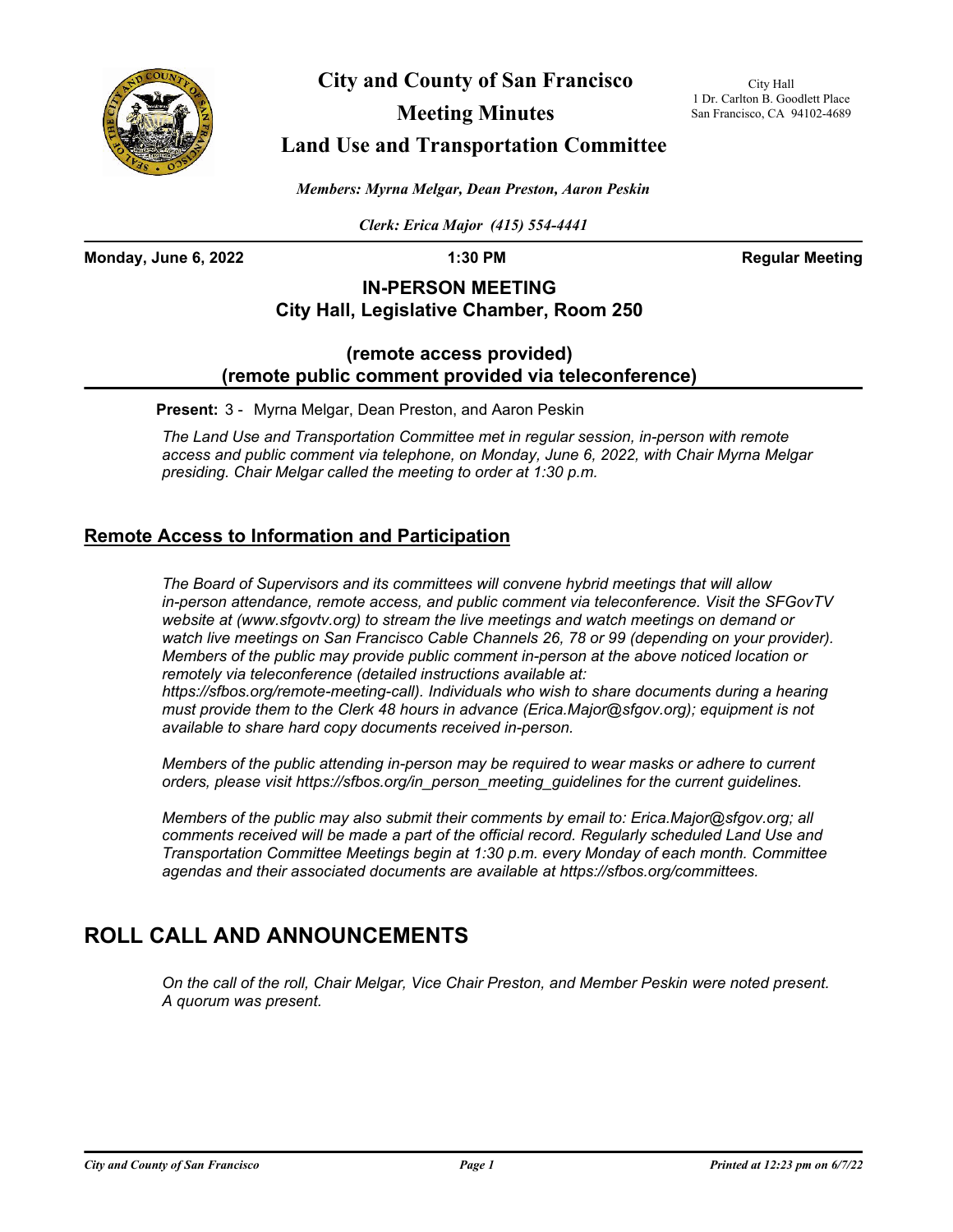# City and County of San Francisco

## Meeting Minutes

## Land Use and Transportation Committee

City Hall
1 Dr. Carlton B. Goodlett Place
San Francisco, CA 94102-4689

*Members: Myrna Melgar, Dean Preston, Aaron Peskin*

*Clerk: Erica Major (415) 554-4441*

**Monday, June 6, 2022** **1:30 PM** **Regular Meeting**

**IN-PERSON MEETING**
**City Hall, Legislative Chamber, Room 250**

**(remote access provided)**
**(remote public comment provided via teleconference)**

**Present:** 3 - Myrna Melgar, Dean Preston, and Aaron Peskin

*The Land Use and Transportation Committee met in regular session, in-person with remote access and public comment via telephone, on Monday, June 6, 2022, with Chair Myrna Melgar presiding. Chair Melgar called the meeting to order at 1:30 p.m.*

### Remote Access to Information and Participation

*The Board of Supervisors and its committees will convene hybrid meetings that will allow in-person attendance, remote access, and public comment via teleconference. Visit the SFGovTV website at (www.sfgovtv.org) to stream the live meetings and watch meetings on demand or watch live meetings on San Francisco Cable Channels 26, 78 or 99 (depending on your provider). Members of the public may provide public comment in-person at the above noticed location or remotely via teleconference (detailed instructions available at: https://sfbos.org/remote-meeting-call). Individuals who wish to share documents during a hearing must provide them to the Clerk 48 hours in advance (Erica.Major@sfgov.org); equipment is not available to share hard copy documents received in-person.*

*Members of the public attending in-person may be required to wear masks or adhere to current orders, please visit https://sfbos.org/in_person_meeting_guidelines for the current guidelines.*

*Members of the public may also submit their comments by email to: Erica.Major@sfgov.org; all comments received will be made a part of the official record. Regularly scheduled Land Use and Transportation Committee Meetings begin at 1:30 p.m. every Monday of each month. Committee agendas and their associated documents are available at https://sfbos.org/committees.*

## ROLL CALL AND ANNOUNCEMENTS

*On the call of the roll, Chair Melgar, Vice Chair Preston, and Member Peskin were noted present. A quorum was present.*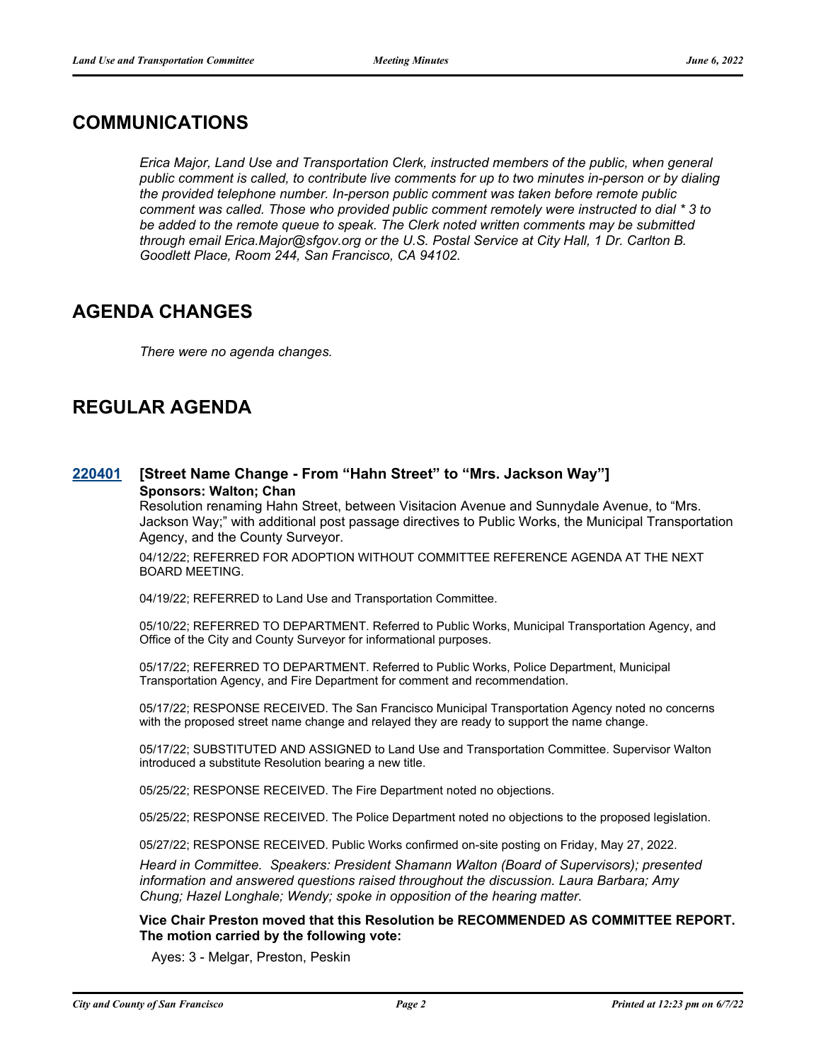## COMMUNICATIONS

*Erica Major, Land Use and Transportation Clerk, instructed members of the public, when general public comment is called, to contribute live comments for up to two minutes in-person or by dialing the provided telephone number. In-person public comment was taken before remote public comment was called. Those who provided public comment remotely were instructed to dial * 3 to be added to the remote queue to speak. The Clerk noted written comments may be submitted through email Erica.Major@sfgov.org or the U.S. Postal Service at City Hall, 1 Dr. Carlton B. Goodlett Place, Room 244, San Francisco, CA 94102.*

## AGENDA CHANGES

*There were no agenda changes.*

## REGULAR AGENDA

### 220401 [Street Name Change - From "Hahn Street" to "Mrs. Jackson Way"]

**Sponsors: Walton; Chan**

Resolution renaming Hahn Street, between Visitacion Avenue and Sunnydale Avenue, to "Mrs. Jackson Way;" with additional post passage directives to Public Works, the Municipal Transportation Agency, and the County Surveyor.

04/12/22; REFERRED FOR ADOPTION WITHOUT COMMITTEE REFERENCE AGENDA AT THE NEXT BOARD MEETING.

04/19/22; REFERRED to Land Use and Transportation Committee.

05/10/22; REFERRED TO DEPARTMENT. Referred to Public Works, Municipal Transportation Agency, and Office of the City and County Surveyor for informational purposes.

05/17/22; REFERRED TO DEPARTMENT. Referred to Public Works, Police Department, Municipal Transportation Agency, and Fire Department for comment and recommendation.

05/17/22; RESPONSE RECEIVED. The San Francisco Municipal Transportation Agency noted no concerns with the proposed street name change and relayed they are ready to support the name change.

05/17/22; SUBSTITUTED AND ASSIGNED to Land Use and Transportation Committee. Supervisor Walton introduced a substitute Resolution bearing a new title.

05/25/22; RESPONSE RECEIVED. The Fire Department noted no objections.

05/25/22; RESPONSE RECEIVED. The Police Department noted no objections to the proposed legislation.

05/27/22; RESPONSE RECEIVED. Public Works confirmed on-site posting on Friday, May 27, 2022.

*Heard in Committee. Speakers: President Shamann Walton (Board of Supervisors); presented information and answered questions raised throughout the discussion. Laura Barbara; Amy Chung; Hazel Longhale; Wendy; spoke in opposition of the hearing matter.*

**Vice Chair Preston moved that this Resolution be RECOMMENDED AS COMMITTEE REPORT. The motion carried by the following vote:**

Ayes: 3 - Melgar, Preston, Peskin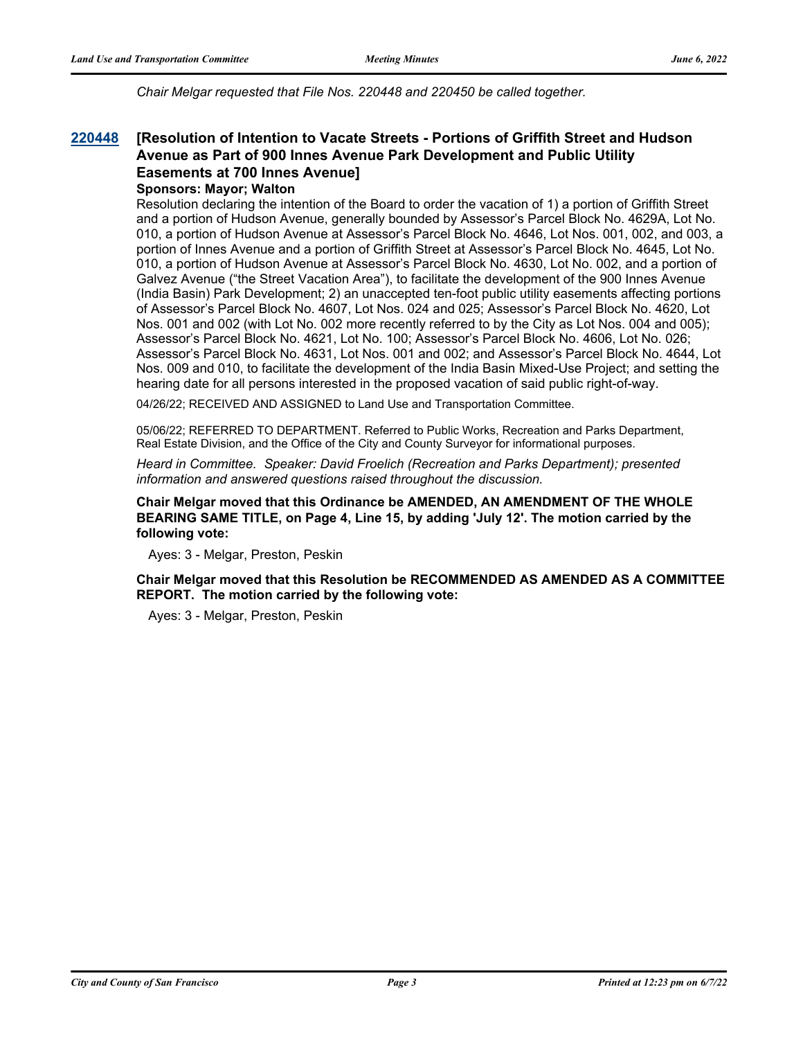*Chair Melgar requested that File Nos. 220448 and 220450 be called together.*

### 220448 [Resolution of Intention to Vacate Streets - Portions of Griffith Street and Hudson Avenue as Part of 900 Innes Avenue Park Development and Public Utility Easements at 700 Innes Avenue]

**Sponsors: Mayor; Walton**

Resolution declaring the intention of the Board to order the vacation of 1) a portion of Griffith Street and a portion of Hudson Avenue, generally bounded by Assessor's Parcel Block No. 4629A, Lot No. 010, a portion of Hudson Avenue at Assessor's Parcel Block No. 4646, Lot Nos. 001, 002, and 003, a portion of Innes Avenue and a portion of Griffith Street at Assessor's Parcel Block No. 4645, Lot No. 010, a portion of Hudson Avenue at Assessor's Parcel Block No. 4630, Lot No. 002, and a portion of Galvez Avenue ("the Street Vacation Area"), to facilitate the development of the 900 Innes Avenue (India Basin) Park Development; 2) an unaccepted ten-foot public utility easements affecting portions of Assessor's Parcel Block No. 4607, Lot Nos. 024 and 025; Assessor's Parcel Block No. 4620, Lot Nos. 001 and 002 (with Lot No. 002 more recently referred to by the City as Lot Nos. 004 and 005); Assessor's Parcel Block No. 4621, Lot No. 100; Assessor's Parcel Block No. 4606, Lot No. 026; Assessor's Parcel Block No. 4631, Lot Nos. 001 and 002; and Assessor's Parcel Block No. 4644, Lot Nos. 009 and 010, to facilitate the development of the India Basin Mixed-Use Project; and setting the hearing date for all persons interested in the proposed vacation of said public right-of-way.

04/26/22; RECEIVED AND ASSIGNED to Land Use and Transportation Committee.

05/06/22; REFERRED TO DEPARTMENT. Referred to Public Works, Recreation and Parks Department, Real Estate Division, and the Office of the City and County Surveyor for informational purposes.

*Heard in Committee. Speaker: David Froelich (Recreation and Parks Department); presented information and answered questions raised throughout the discussion.*

**Chair Melgar moved that this Ordinance be AMENDED, AN AMENDMENT OF THE WHOLE BEARING SAME TITLE, on Page 4, Line 15, by adding 'July 12'. The motion carried by the following vote:**

Ayes: 3 - Melgar, Preston, Peskin

**Chair Melgar moved that this Resolution be RECOMMENDED AS AMENDED AS A COMMITTEE REPORT. The motion carried by the following vote:**

Ayes: 3 - Melgar, Preston, Peskin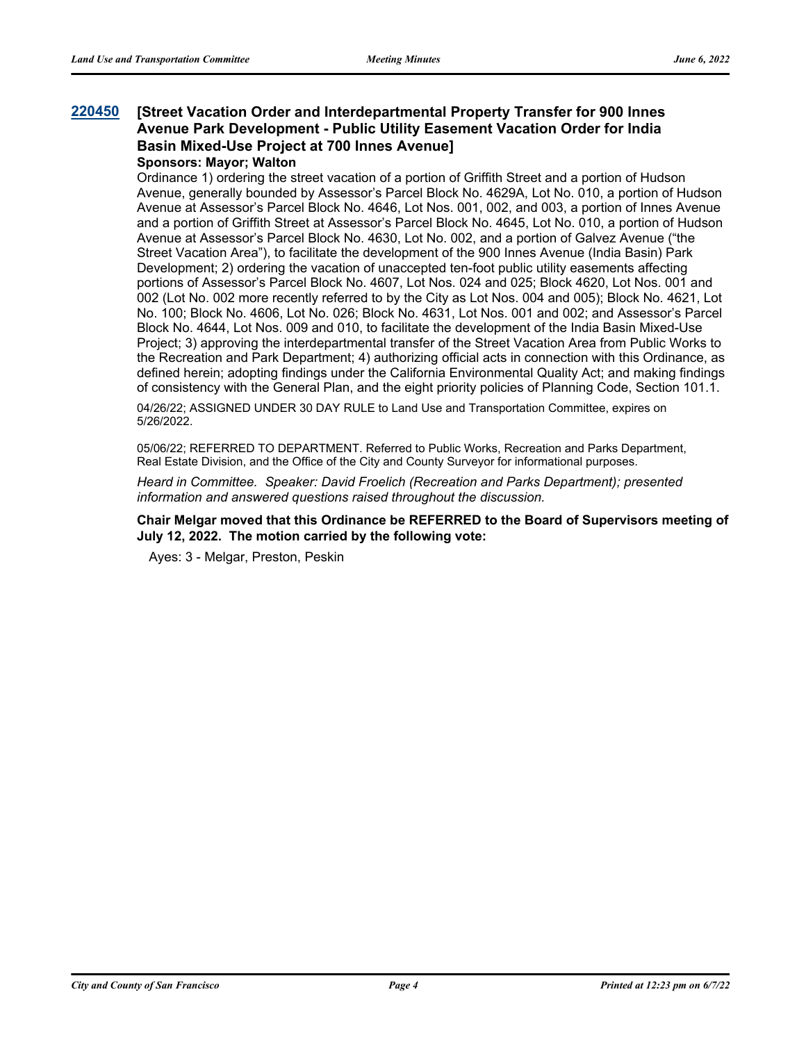**220450** **[Street Vacation Order and Interdepartmental Property Transfer for 900 Innes Avenue Park Development - Public Utility Easement Vacation Order for India Basin Mixed-Use Project at 700 Innes Avenue]**

**Sponsors: Mayor; Walton**

Ordinance 1) ordering the street vacation of a portion of Griffith Street and a portion of Hudson Avenue, generally bounded by Assessor's Parcel Block No. 4629A, Lot No. 010, a portion of Hudson Avenue at Assessor's Parcel Block No. 4646, Lot Nos. 001, 002, and 003, a portion of Innes Avenue and a portion of Griffith Street at Assessor's Parcel Block No. 4645, Lot No. 010, a portion of Hudson Avenue at Assessor's Parcel Block No. 4630, Lot No. 002, and a portion of Galvez Avenue ("the Street Vacation Area"), to facilitate the development of the 900 Innes Avenue (India Basin) Park Development; 2) ordering the vacation of unaccepted ten-foot public utility easements affecting portions of Assessor's Parcel Block No. 4607, Lot Nos. 024 and 025; Block 4620, Lot Nos. 001 and 002 (Lot No. 002 more recently referred to by the City as Lot Nos. 004 and 005); Block No. 4621, Lot No. 100; Block No. 4606, Lot No. 026; Block No. 4631, Lot Nos. 001 and 002; and Assessor's Parcel Block No. 4644, Lot Nos. 009 and 010, to facilitate the development of the India Basin Mixed-Use Project; 3) approving the interdepartmental transfer of the Street Vacation Area from Public Works to the Recreation and Park Department; 4) authorizing official acts in connection with this Ordinance, as defined herein; adopting findings under the California Environmental Quality Act; and making findings of consistency with the General Plan, and the eight priority policies of Planning Code, Section 101.1.

04/26/22; ASSIGNED UNDER 30 DAY RULE to Land Use and Transportation Committee, expires on 5/26/2022.

05/06/22; REFERRED TO DEPARTMENT. Referred to Public Works, Recreation and Parks Department, Real Estate Division, and the Office of the City and County Surveyor for informational purposes.

*Heard in Committee. Speaker: David Froelich (Recreation and Parks Department); presented information and answered questions raised throughout the discussion.*

**Chair Melgar moved that this Ordinance be REFERRED to the Board of Supervisors meeting of July 12, 2022. The motion carried by the following vote:**

Ayes: 3 - Melgar, Preston, Peskin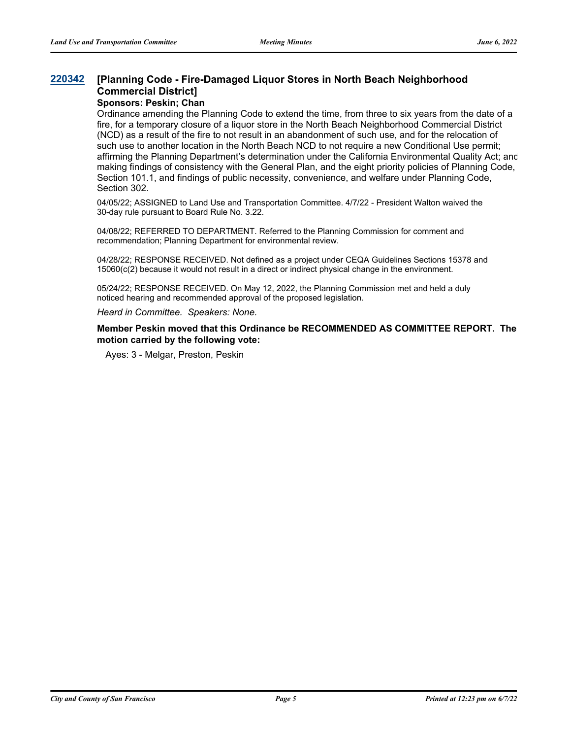## 220342 [Planning Code - Fire-Damaged Liquor Stores in North Beach Neighborhood Commercial District]

**Sponsors: Peskin; Chan**

Ordinance amending the Planning Code to extend the time, from three to six years from the date of a fire, for a temporary closure of a liquor store in the North Beach Neighborhood Commercial District (NCD) as a result of the fire to not result in an abandonment of such use, and for the relocation of such use to another location in the North Beach NCD to not require a new Conditional Use permit; affirming the Planning Department's determination under the California Environmental Quality Act; and making findings of consistency with the General Plan, and the eight priority policies of Planning Code, Section 101.1, and findings of public necessity, convenience, and welfare under Planning Code, Section 302.

04/05/22; ASSIGNED to Land Use and Transportation Committee. 4/7/22 - President Walton waived the 30-day rule pursuant to Board Rule No. 3.22.

04/08/22; REFERRED TO DEPARTMENT. Referred to the Planning Commission for comment and recommendation; Planning Department for environmental review.

04/28/22; RESPONSE RECEIVED. Not defined as a project under CEQA Guidelines Sections 15378 and 15060(c(2) because it would not result in a direct or indirect physical change in the environment.

05/24/22; RESPONSE RECEIVED. On May 12, 2022, the Planning Commission met and held a duly noticed hearing and recommended approval of the proposed legislation.

*Heard in Committee. Speakers: None.*

**Member Peskin moved that this Ordinance be RECOMMENDED AS COMMITTEE REPORT. The motion carried by the following vote:**

Ayes: 3 - Melgar, Preston, Peskin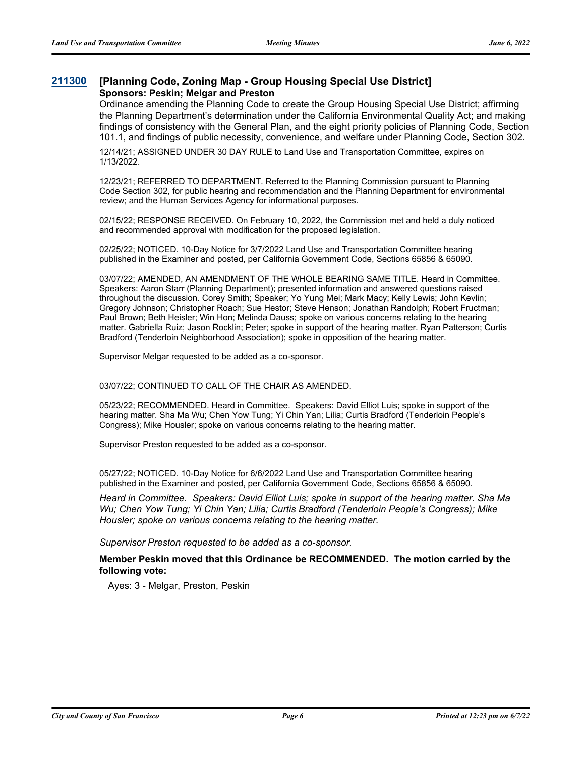### 211300 [Planning Code, Zoning Map - Group Housing Special Use District]

**Sponsors: Peskin; Melgar and Preston**

Ordinance amending the Planning Code to create the Group Housing Special Use District; affirming the Planning Department's determination under the California Environmental Quality Act; and making findings of consistency with the General Plan, and the eight priority policies of Planning Code, Section 101.1, and findings of public necessity, convenience, and welfare under Planning Code, Section 302.

12/14/21; ASSIGNED UNDER 30 DAY RULE to Land Use and Transportation Committee, expires on 1/13/2022.

12/23/21; REFERRED TO DEPARTMENT. Referred to the Planning Commission pursuant to Planning Code Section 302, for public hearing and recommendation and the Planning Department for environmental review; and the Human Services Agency for informational purposes.

02/15/22; RESPONSE RECEIVED. On February 10, 2022, the Commission met and held a duly noticed and recommended approval with modification for the proposed legislation.

02/25/22; NOTICED. 10-Day Notice for 3/7/2022 Land Use and Transportation Committee hearing published in the Examiner and posted, per California Government Code, Sections 65856 & 65090.

03/07/22; AMENDED, AN AMENDMENT OF THE WHOLE BEARING SAME TITLE. Heard in Committee. Speakers: Aaron Starr (Planning Department); presented information and answered questions raised throughout the discussion. Corey Smith; Speaker; Yo Yung Mei; Mark Macy; Kelly Lewis; John Kevlin; Gregory Johnson; Christopher Roach; Sue Hestor; Steve Henson; Jonathan Randolph; Robert Fructman; Paul Brown; Beth Heisler; Win Hon; Melinda Dauss; spoke on various concerns relating to the hearing matter. Gabriella Ruiz; Jason Rocklin; Peter; spoke in support of the hearing matter. Ryan Patterson; Curtis Bradford (Tenderloin Neighborhood Association); spoke in opposition of the hearing matter.

Supervisor Melgar requested to be added as a co-sponsor.

03/07/22; CONTINUED TO CALL OF THE CHAIR AS AMENDED.

05/23/22; RECOMMENDED. Heard in Committee. Speakers: David Elliot Luis; spoke in support of the hearing matter. Sha Ma Wu; Chen Yow Tung; Yi Chin Yan; Lilia; Curtis Bradford (Tenderloin People's Congress); Mike Housler; spoke on various concerns relating to the hearing matter.

Supervisor Preston requested to be added as a co-sponsor.

05/27/22; NOTICED. 10-Day Notice for 6/6/2022 Land Use and Transportation Committee hearing published in the Examiner and posted, per California Government Code, Sections 65856 & 65090.

*Heard in Committee. Speakers: David Elliot Luis; spoke in support of the hearing matter. Sha Ma Wu; Chen Yow Tung; Yi Chin Yan; Lilia; Curtis Bradford (Tenderloin People's Congress); Mike Housler; spoke on various concerns relating to the hearing matter.*

*Supervisor Preston requested to be added as a co-sponsor.*

**Member Peskin moved that this Ordinance be RECOMMENDED. The motion carried by the following vote:**

Ayes: 3 - Melgar, Preston, Peskin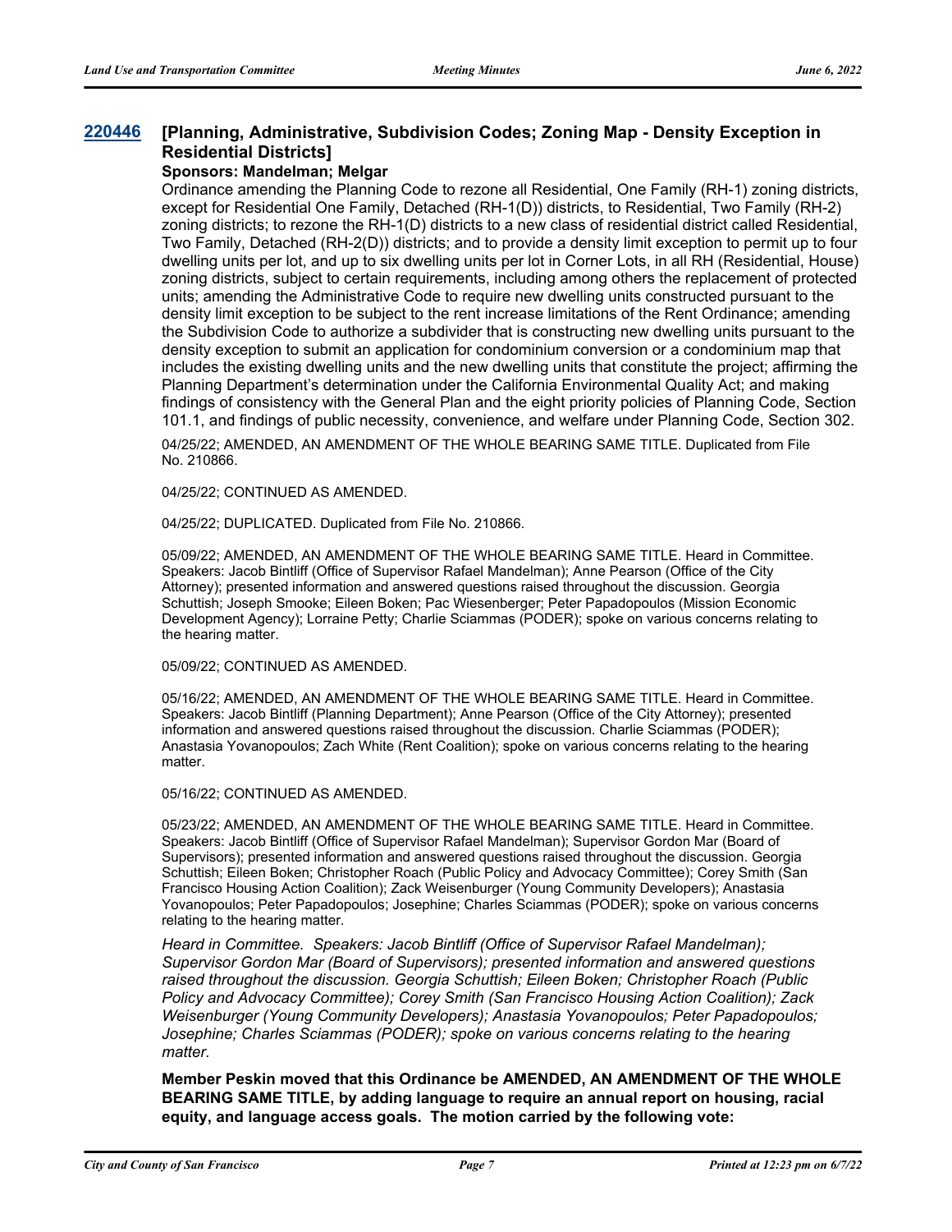**220446** **[Planning, Administrative, Subdivision Codes; Zoning Map - Density Exception in Residential Districts]**

**Sponsors: Mandelman; Melgar**

Ordinance amending the Planning Code to rezone all Residential, One Family (RH-1) zoning districts, except for Residential One Family, Detached (RH-1(D)) districts, to Residential, Two Family (RH-2) zoning districts; to rezone the RH-1(D) districts to a new class of residential district called Residential, Two Family, Detached (RH-2(D)) districts; and to provide a density limit exception to permit up to four dwelling units per lot, and up to six dwelling units per lot in Corner Lots, in all RH (Residential, House) zoning districts, subject to certain requirements, including among others the replacement of protected units; amending the Administrative Code to require new dwelling units constructed pursuant to the density limit exception to be subject to the rent increase limitations of the Rent Ordinance; amending the Subdivision Code to authorize a subdivider that is constructing new dwelling units pursuant to the density exception to submit an application for condominium conversion or a condominium map that includes the existing dwelling units and the new dwelling units that constitute the project; affirming the Planning Department's determination under the California Environmental Quality Act; and making findings of consistency with the General Plan and the eight priority policies of Planning Code, Section 101.1, and findings of public necessity, convenience, and welfare under Planning Code, Section 302.

04/25/22; AMENDED, AN AMENDMENT OF THE WHOLE BEARING SAME TITLE. Duplicated from File No. 210866.

04/25/22; CONTINUED AS AMENDED.

04/25/22; DUPLICATED. Duplicated from File No. 210866.

05/09/22; AMENDED, AN AMENDMENT OF THE WHOLE BEARING SAME TITLE. Heard in Committee. Speakers: Jacob Bintliff (Office of Supervisor Rafael Mandelman); Anne Pearson (Office of the City Attorney); presented information and answered questions raised throughout the discussion. Georgia Schuttish; Joseph Smooke; Eileen Boken; Pac Wiesenberger; Peter Papadopoulos (Mission Economic Development Agency); Lorraine Petty; Charlie Sciammas (PODER); spoke on various concerns relating to the hearing matter.

05/09/22; CONTINUED AS AMENDED.

05/16/22; AMENDED, AN AMENDMENT OF THE WHOLE BEARING SAME TITLE. Heard in Committee. Speakers: Jacob Bintliff (Planning Department); Anne Pearson (Office of the City Attorney); presented information and answered questions raised throughout the discussion. Charlie Sciammas (PODER); Anastasia Yovanopoulos; Zach White (Rent Coalition); spoke on various concerns relating to the hearing matter.

05/16/22; CONTINUED AS AMENDED.

05/23/22; AMENDED, AN AMENDMENT OF THE WHOLE BEARING SAME TITLE. Heard in Committee. Speakers: Jacob Bintliff (Office of Supervisor Rafael Mandelman); Supervisor Gordon Mar (Board of Supervisors); presented information and answered questions raised throughout the discussion. Georgia Schuttish; Eileen Boken; Christopher Roach (Public Policy and Advocacy Committee); Corey Smith (San Francisco Housing Action Coalition); Zack Weisenburger (Young Community Developers); Anastasia Yovanopoulos; Peter Papadopoulos; Josephine; Charles Sciammas (PODER); spoke on various concerns relating to the hearing matter.

*Heard in Committee. Speakers: Jacob Bintliff (Office of Supervisor Rafael Mandelman); Supervisor Gordon Mar (Board of Supervisors); presented information and answered questions raised throughout the discussion. Georgia Schuttish; Eileen Boken; Christopher Roach (Public Policy and Advocacy Committee); Corey Smith (San Francisco Housing Action Coalition); Zack Weisenburger (Young Community Developers); Anastasia Yovanopoulos; Peter Papadopoulos; Josephine; Charles Sciammas (PODER); spoke on various concerns relating to the hearing matter.*

**Member Peskin moved that this Ordinance be AMENDED, AN AMENDMENT OF THE WHOLE BEARING SAME TITLE, by adding language to require an annual report on housing, racial equity, and language access goals. The motion carried by the following vote:**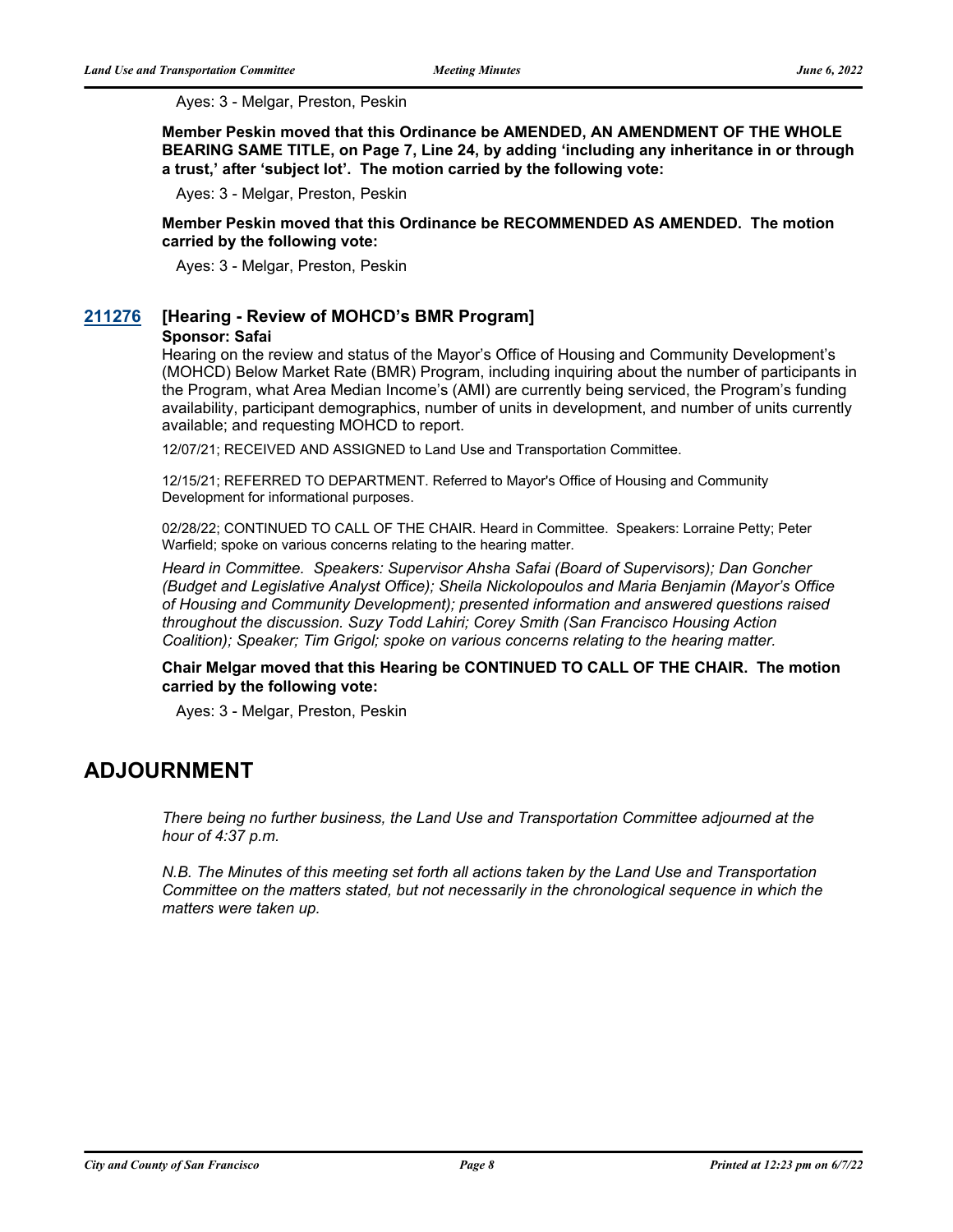Ayes: 3 - Melgar, Preston, Peskin

**Member Peskin moved that this Ordinance be AMENDED, AN AMENDMENT OF THE WHOLE BEARING SAME TITLE, on Page 7, Line 24, by adding 'including any inheritance in or through a trust,' after 'subject lot'. The motion carried by the following vote:**

Ayes: 3 - Melgar, Preston, Peskin

**Member Peskin moved that this Ordinance be RECOMMENDED AS AMENDED. The motion carried by the following vote:**

Ayes: 3 - Melgar, Preston, Peskin

**211276 [Hearing - Review of MOHCD's BMR Program]**

**Sponsor: Safai**

Hearing on the review and status of the Mayor's Office of Housing and Community Development's (MOHCD) Below Market Rate (BMR) Program, including inquiring about the number of participants in the Program, what Area Median Income's (AMI) are currently being serviced, the Program's funding availability, participant demographics, number of units in development, and number of units currently available; and requesting MOHCD to report.

12/07/21; RECEIVED AND ASSIGNED to Land Use and Transportation Committee.

12/15/21; REFERRED TO DEPARTMENT. Referred to Mayor's Office of Housing and Community Development for informational purposes.

02/28/22; CONTINUED TO CALL OF THE CHAIR. Heard in Committee. Speakers: Lorraine Petty; Peter Warfield; spoke on various concerns relating to the hearing matter.

*Heard in Committee. Speakers: Supervisor Ahsha Safai (Board of Supervisors); Dan Goncher (Budget and Legislative Analyst Office); Sheila Nickolopoulos and Maria Benjamin (Mayor's Office of Housing and Community Development); presented information and answered questions raised throughout the discussion. Suzy Todd Lahiri; Corey Smith (San Francisco Housing Action Coalition); Speaker; Tim Grigol; spoke on various concerns relating to the hearing matter.*

**Chair Melgar moved that this Hearing be CONTINUED TO CALL OF THE CHAIR. The motion carried by the following vote:**

Ayes: 3 - Melgar, Preston, Peskin

# ADJOURNMENT

*There being no further business, the Land Use and Transportation Committee adjourned at the hour of 4:37 p.m.*

*N.B. The Minutes of this meeting set forth all actions taken by the Land Use and Transportation Committee on the matters stated, but not necessarily in the chronological sequence in which the matters were taken up.*